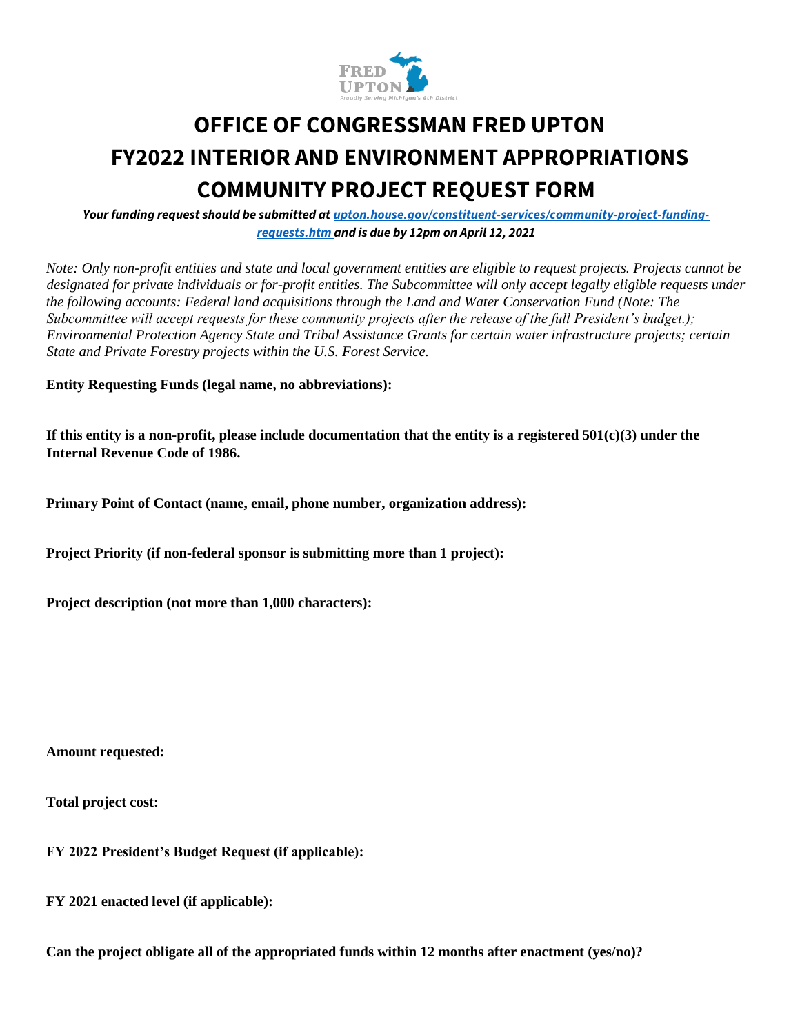# OFFICE OF CONGRESSMAN FRED UPTON
# FY2022 INTERIOR AND ENVIRONMENT APPROPRIATIONS
# COMMUNITY PROJECT REQUEST FORM

***Your funding request should be submitted at [upton.house.gov/constituent-services/community-project-funding-requests.htm](upton.house.gov/constituent-services/community-project-funding-requests.htm) and is due by 12pm on April 12, 2021***

*Note: Only non-profit entities and state and local government entities are eligible to request projects. Projects cannot be designated for private individuals or for-profit entities. The Subcommittee will only accept legally eligible requests under the following accounts: Federal land acquisitions through the Land and Water Conservation Fund (Note: The Subcommittee will accept requests for these community projects after the release of the full President's budget.); Environmental Protection Agency State and Tribal Assistance Grants for certain water infrastructure projects; certain State and Private Forestry projects within the U.S. Forest Service.*

**Entity Requesting Funds (legal name, no abbreviations):**

**If this entity is a non-profit, please include documentation that the entity is a registered 501(c)(3) under the Internal Revenue Code of 1986.**

**Primary Point of Contact (name, email, phone number, organization address):**

**Project Priority (if non-federal sponsor is submitting more than 1 project):**

**Project description (not more than 1,000 characters):**

**Amount requested:**

**Total project cost:**

**FY 2022 President's Budget Request (if applicable):**

**FY 2021 enacted level (if applicable):**

**Can the project obligate all of the appropriated funds within 12 months after enactment (yes/no)?**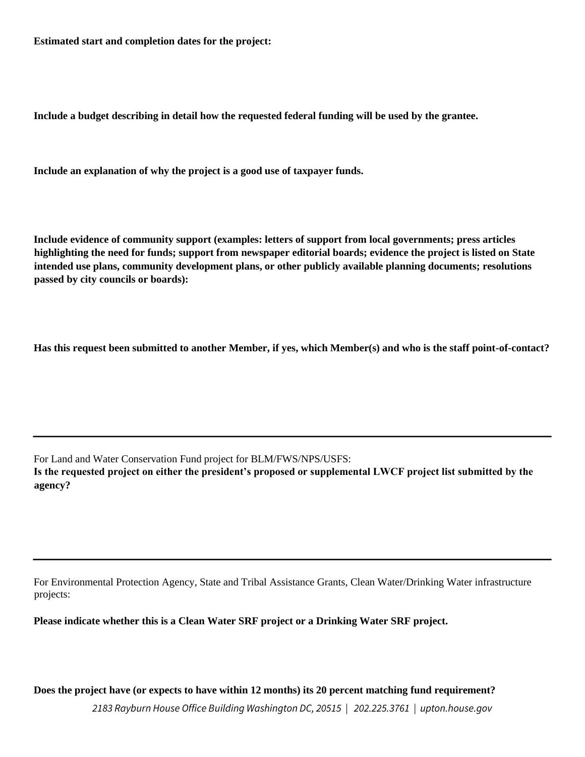**Estimated start and completion dates for the project:**

**Include a budget describing in detail how the requested federal funding will be used by the grantee.**

**Include an explanation of why the project is a good use of taxpayer funds.**

**Include evidence of community support (examples: letters of support from local governments; press articles highlighting the need for funds; support from newspaper editorial boards; evidence the project is listed on State intended use plans, community development plans, or other publicly available planning documents; resolutions passed by city councils or boards):**

**Has this request been submitted to another Member, if yes, which Member(s) and who is the staff point-of-contact?**

---

For Land and Water Conservation Fund project for BLM/FWS/NPS/USFS:

**Is the requested project on either the president's proposed or supplemental LWCF project list submitted by the agency?**

---

For Environmental Protection Agency, State and Tribal Assistance Grants, Clean Water/Drinking Water infrastructure projects:

**Please indicate whether this is a Clean Water SRF project or a Drinking Water SRF project.**

**Does the project have (or expects to have within 12 months) its 20 percent matching fund requirement?**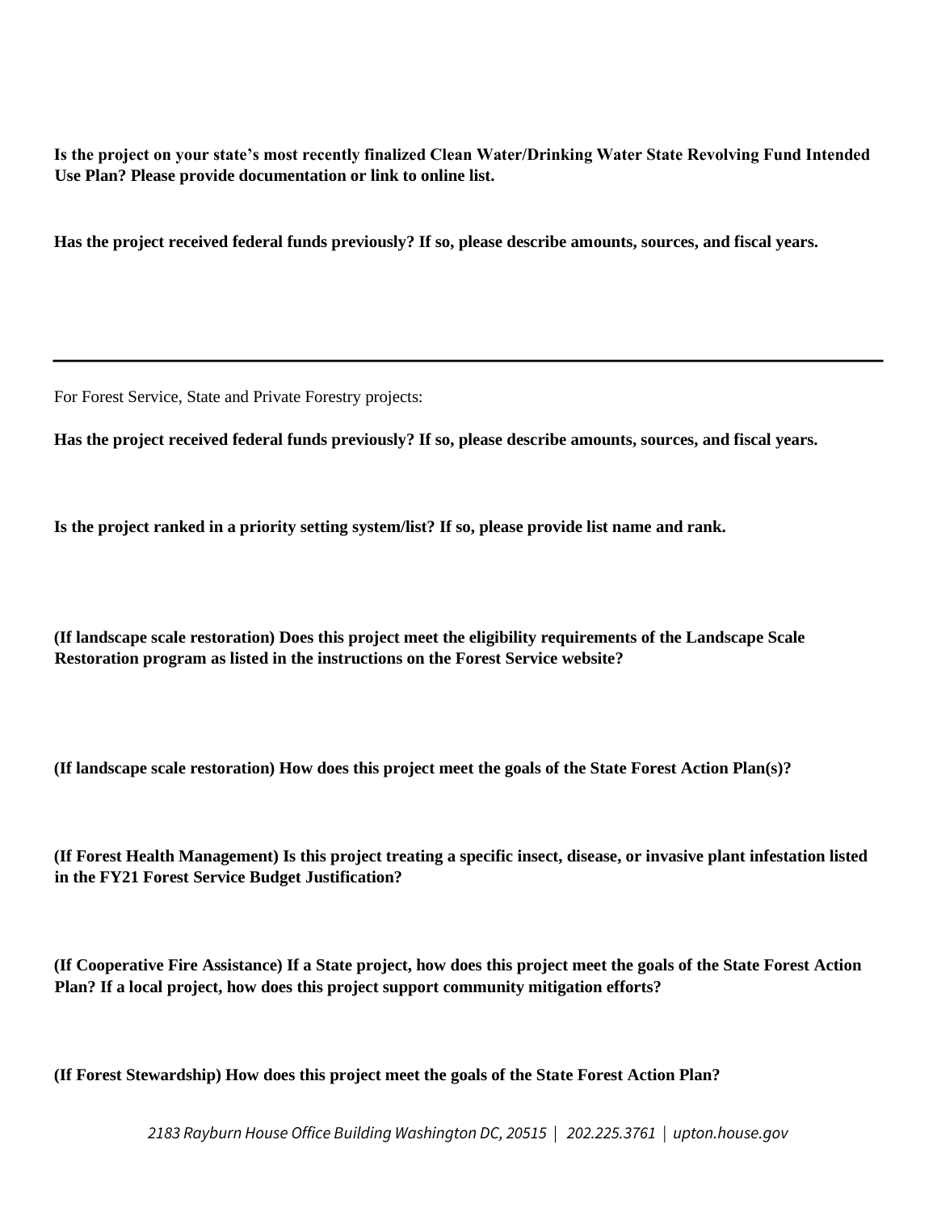**Is the project on your state's most recently finalized Clean Water/Drinking Water State Revolving Fund Intended Use Plan? Please provide documentation or link to online list.**

**Has the project received federal funds previously? If so, please describe amounts, sources, and fiscal years.**

---

For Forest Service, State and Private Forestry projects:

**Has the project received federal funds previously? If so, please describe amounts, sources, and fiscal years.**

**Is the project ranked in a priority setting system/list? If so, please provide list name and rank.**

**(If landscape scale restoration) Does this project meet the eligibility requirements of the Landscape Scale Restoration program as listed in the instructions on the Forest Service website?**

**(If landscape scale restoration) How does this project meet the goals of the State Forest Action Plan(s)?**

**(If Forest Health Management) Is this project treating a specific insect, disease, or invasive plant infestation listed in the FY21 Forest Service Budget Justification?**

**(If Cooperative Fire Assistance) If a State project, how does this project meet the goals of the State Forest Action Plan? If a local project, how does this project support community mitigation efforts?**

**(If Forest Stewardship) How does this project meet the goals of the State Forest Action Plan?**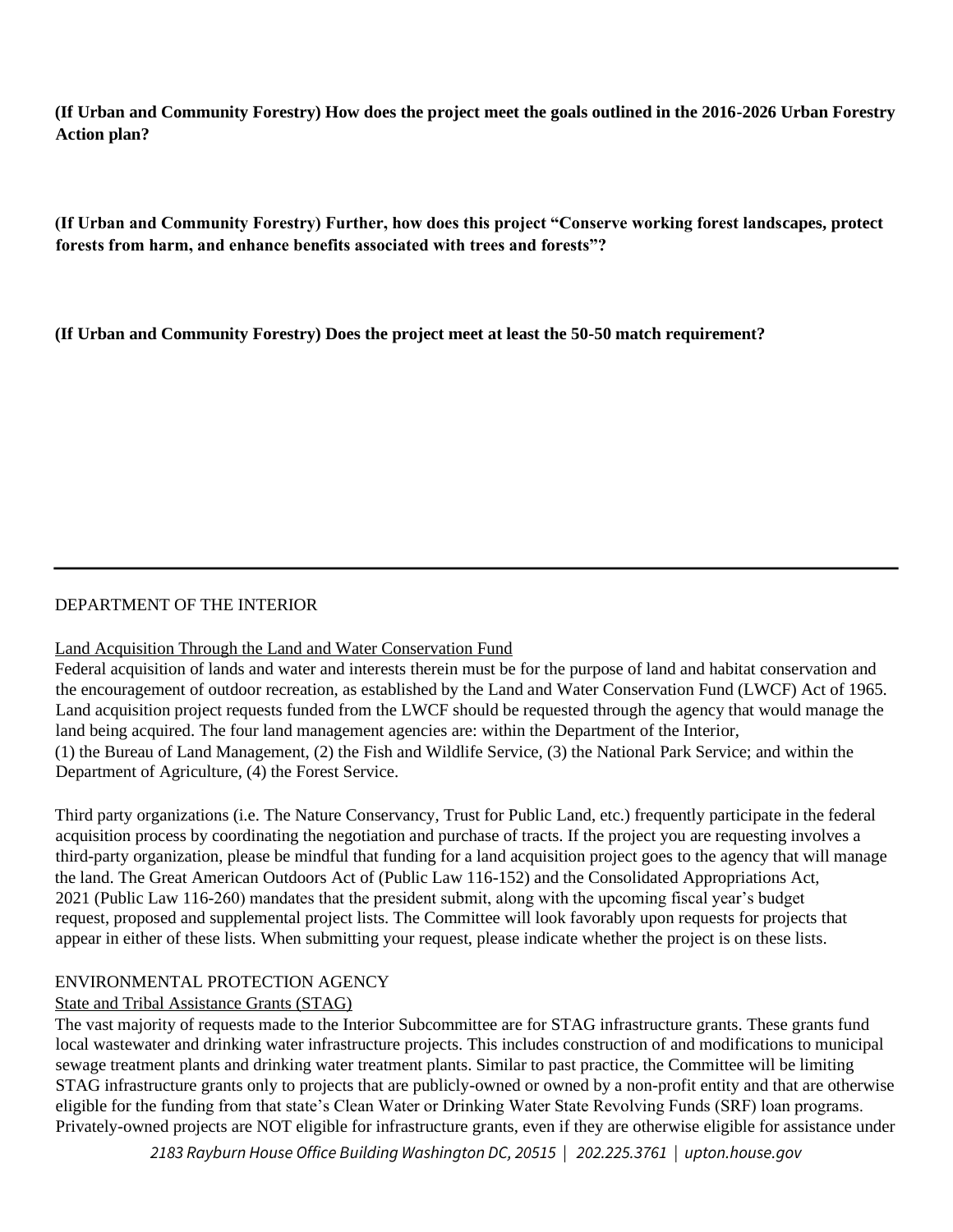**(If Urban and Community Forestry) How does the project meet the goals outlined in the 2016-2026 Urban Forestry Action plan?**

**(If Urban and Community Forestry) Further, how does this project "Conserve working forest landscapes, protect forests from harm, and enhance benefits associated with trees and forests"?**

**(If Urban and Community Forestry) Does the project meet at least the 50-50 match requirement?**

---

DEPARTMENT OF THE INTERIOR

Land Acquisition Through the Land and Water Conservation Fund

Federal acquisition of lands and water and interests therein must be for the purpose of land and habitat conservation and the encouragement of outdoor recreation, as established by the Land and Water Conservation Fund (LWCF) Act of 1965. Land acquisition project requests funded from the LWCF should be requested through the agency that would manage the land being acquired. The four land management agencies are: within the Department of the Interior, (1) the Bureau of Land Management, (2) the Fish and Wildlife Service, (3) the National Park Service; and within the Department of Agriculture, (4) the Forest Service.

Third party organizations (i.e. The Nature Conservancy, Trust for Public Land, etc.) frequently participate in the federal acquisition process by coordinating the negotiation and purchase of tracts. If the project you are requesting involves a third-party organization, please be mindful that funding for a land acquisition project goes to the agency that will manage the land. The Great American Outdoors Act of (Public Law 116-152) and the Consolidated Appropriations Act, 2021 (Public Law 116-260) mandates that the president submit, along with the upcoming fiscal year's budget request, proposed and supplemental project lists. The Committee will look favorably upon requests for projects that appear in either of these lists. When submitting your request, please indicate whether the project is on these lists.

ENVIRONMENTAL PROTECTION AGENCY

State and Tribal Assistance Grants (STAG)

The vast majority of requests made to the Interior Subcommittee are for STAG infrastructure grants. These grants fund local wastewater and drinking water infrastructure projects. This includes construction of and modifications to municipal sewage treatment plants and drinking water treatment plants. Similar to past practice, the Committee will be limiting STAG infrastructure grants only to projects that are publicly-owned or owned by a non-profit entity and that are otherwise eligible for the funding from that state's Clean Water or Drinking Water State Revolving Funds (SRF) loan programs. Privately-owned projects are NOT eligible for infrastructure grants, even if they are otherwise eligible for assistance under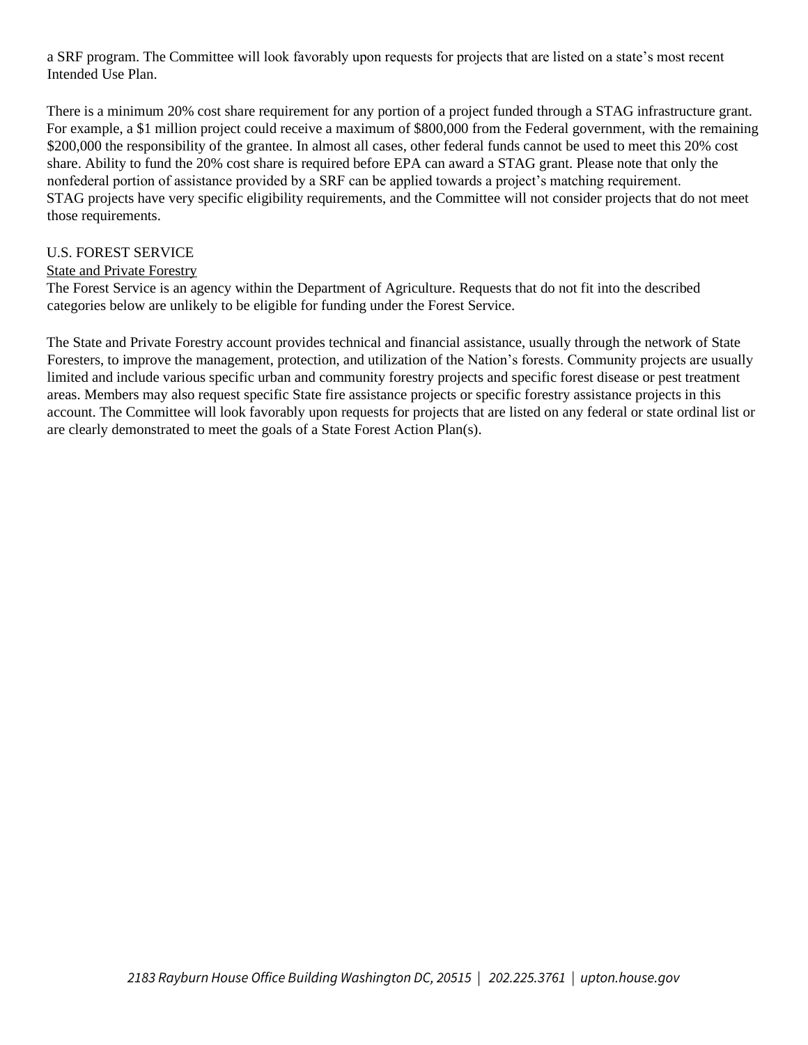a SRF program. The Committee will look favorably upon requests for projects that are listed on a state's most recent Intended Use Plan.

There is a minimum 20% cost share requirement for any portion of a project funded through a STAG infrastructure grant. For example, a $1 million project could receive a maximum of $800,000 from the Federal government, with the remaining $200,000 the responsibility of the grantee. In almost all cases, other federal funds cannot be used to meet this 20% cost share. Ability to fund the 20% cost share is required before EPA can award a STAG grant. Please note that only the nonfederal portion of assistance provided by a SRF can be applied towards a project's matching requirement. STAG projects have very specific eligibility requirements, and the Committee will not consider projects that do not meet those requirements.

U.S. FOREST SERVICE

<u>State and Private Forestry</u>

The Forest Service is an agency within the Department of Agriculture. Requests that do not fit into the described categories below are unlikely to be eligible for funding under the Forest Service.

The State and Private Forestry account provides technical and financial assistance, usually through the network of State Foresters, to improve the management, protection, and utilization of the Nation's forests. Community projects are usually limited and include various specific urban and community forestry projects and specific forest disease or pest treatment areas. Members may also request specific State fire assistance projects or specific forestry assistance projects in this account. The Committee will look favorably upon requests for projects that are listed on any federal or state ordinal list or are clearly demonstrated to meet the goals of a State Forest Action Plan(s).